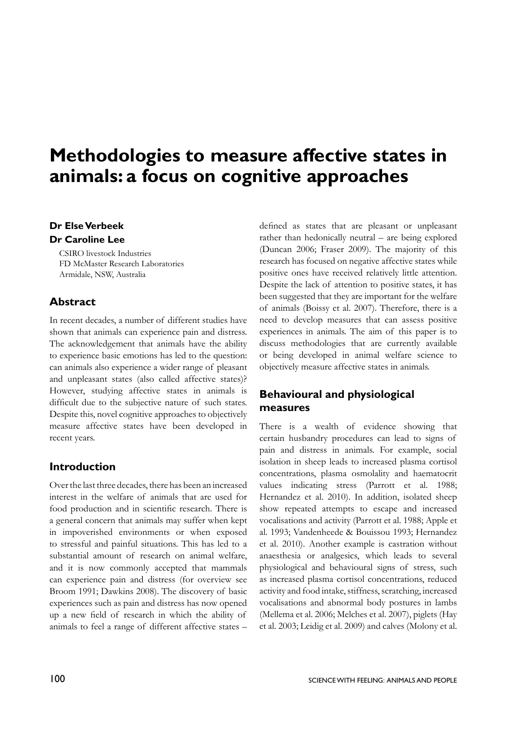# Methodologies to measure affective states in animals: a focus on cognitive approaches

**Dr Else Verbeek**
**Dr Caroline Lee**

CSIRO livestock Industries
FD McMaster Research Laboratories
Armidale, NSW, Australia

## Abstract

In recent decades, a number of different studies have shown that animals can experience pain and distress. The acknowledgement that animals have the ability to experience basic emotions has led to the question: can animals also experience a wider range of pleasant and unpleasant states (also called affective states)? However, studying affective states in animals is difficult due to the subjective nature of such states. Despite this, novel cognitive approaches to objectively measure affective states have been developed in recent years.

## Introduction

Over the last three decades, there has been an increased interest in the welfare of animals that are used for food production and in scientific research. There is a general concern that animals may suffer when kept in impoverished environments or when exposed to stressful and painful situations. This has led to a substantial amount of research on animal welfare, and it is now commonly accepted that mammals can experience pain and distress (for overview see Broom 1991; Dawkins 2008). The discovery of basic experiences such as pain and distress has now opened up a new field of research in which the ability of animals to feel a range of different affective states – defined as states that are pleasant or unpleasant rather than hedonically neutral – are being explored (Duncan 2006; Fraser 2009). The majority of this research has focused on negative affective states while positive ones have received relatively little attention. Despite the lack of attention to positive states, it has been suggested that they are important for the welfare of animals (Boissy et al. 2007). Therefore, there is a need to develop measures that can assess positive experiences in animals. The aim of this paper is to discuss methodologies that are currently available or being developed in animal welfare science to objectively measure affective states in animals.

## Behavioural and physiological measures

There is a wealth of evidence showing that certain husbandry procedures can lead to signs of pain and distress in animals. For example, social isolation in sheep leads to increased plasma cortisol concentrations, plasma osmolality and haematocrit values indicating stress (Parrott et al. 1988; Hernandez et al. 2010). In addition, isolated sheep show repeated attempts to escape and increased vocalisations and activity (Parrott et al. 1988; Apple et al. 1993; Vandenheede & Bouissou 1993; Hernandez et al. 2010). Another example is castration without anaesthesia or analgesics, which leads to several physiological and behavioural signs of stress, such as increased plasma cortisol concentrations, reduced activity and food intake, stiffness, scratching, increased vocalisations and abnormal body postures in lambs (Mellema et al. 2006; Melches et al. 2007), piglets (Hay et al. 2003; Leidig et al. 2009) and calves (Molony et al.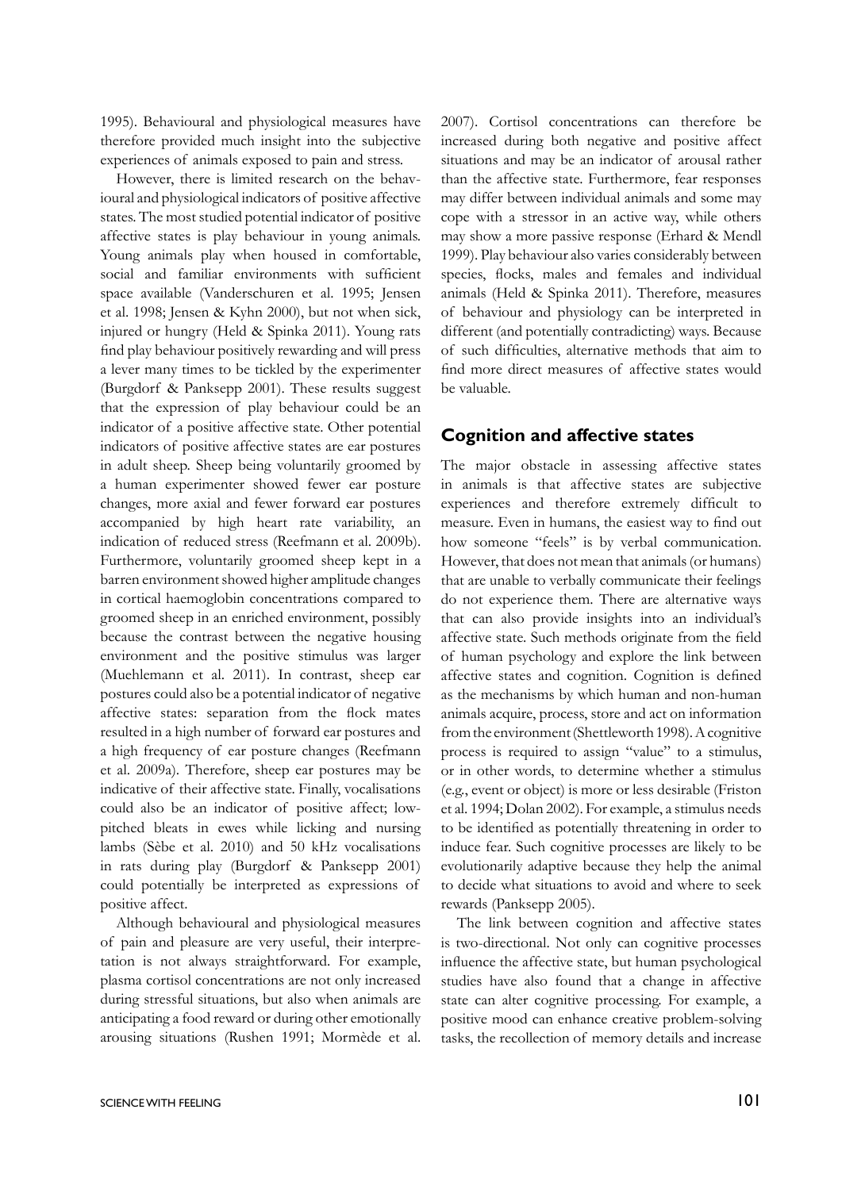1995). Behavioural and physiological measures have therefore provided much insight into the subjective experiences of animals exposed to pain and stress.

However, there is limited research on the behavioural and physiological indicators of positive affective states. The most studied potential indicator of positive affective states is play behaviour in young animals. Young animals play when housed in comfortable, social and familiar environments with sufficient space available (Vanderschuren et al. 1995; Jensen et al. 1998; Jensen & Kyhn 2000), but not when sick, injured or hungry (Held & Spinka 2011). Young rats find play behaviour positively rewarding and will press a lever many times to be tickled by the experimenter (Burgdorf & Panksepp 2001). These results suggest that the expression of play behaviour could be an indicator of a positive affective state. Other potential indicators of positive affective states are ear postures in adult sheep. Sheep being voluntarily groomed by a human experimenter showed fewer ear posture changes, more axial and fewer forward ear postures accompanied by high heart rate variability, an indication of reduced stress (Reefmann et al. 2009b). Furthermore, voluntarily groomed sheep kept in a barren environment showed higher amplitude changes in cortical haemoglobin concentrations compared to groomed sheep in an enriched environment, possibly because the contrast between the negative housing environment and the positive stimulus was larger (Muehlemann et al. 2011). In contrast, sheep ear postures could also be a potential indicator of negative affective states: separation from the flock mates resulted in a high number of forward ear postures and a high frequency of ear posture changes (Reefmann et al. 2009a). Therefore, sheep ear postures may be indicative of their affective state. Finally, vocalisations could also be an indicator of positive affect; low-pitched bleats in ewes while licking and nursing lambs (Sèbe et al. 2010) and 50 kHz vocalisations in rats during play (Burgdorf & Panksepp 2001) could potentially be interpreted as expressions of positive affect.

Although behavioural and physiological measures of pain and pleasure are very useful, their interpretation is not always straightforward. For example, plasma cortisol concentrations are not only increased during stressful situations, but also when animals are anticipating a food reward or during other emotionally arousing situations (Rushen 1991; Mormède et al. 2007). Cortisol concentrations can therefore be increased during both negative and positive affect situations and may be an indicator of arousal rather than the affective state. Furthermore, fear responses may differ between individual animals and some may cope with a stressor in an active way, while others may show a more passive response (Erhard & Mendl 1999). Play behaviour also varies considerably between species, flocks, males and females and individual animals (Held & Spinka 2011). Therefore, measures of behaviour and physiology can be interpreted in different (and potentially contradicting) ways. Because of such difficulties, alternative methods that aim to find more direct measures of affective states would be valuable.

## Cognition and affective states

The major obstacle in assessing affective states in animals is that affective states are subjective experiences and therefore extremely difficult to measure. Even in humans, the easiest way to find out how someone "feels" is by verbal communication. However, that does not mean that animals (or humans) that are unable to verbally communicate their feelings do not experience them. There are alternative ways that can also provide insights into an individual's affective state. Such methods originate from the field of human psychology and explore the link between affective states and cognition. Cognition is defined as the mechanisms by which human and non-human animals acquire, process, store and act on information from the environment (Shettleworth 1998). A cognitive process is required to assign "value" to a stimulus, or in other words, to determine whether a stimulus (e.g., event or object) is more or less desirable (Friston et al. 1994; Dolan 2002). For example, a stimulus needs to be identified as potentially threatening in order to induce fear. Such cognitive processes are likely to be evolutionarily adaptive because they help the animal to decide what situations to avoid and where to seek rewards (Panksepp 2005).

The link between cognition and affective states is two-directional. Not only can cognitive processes influence the affective state, but human psychological studies have also found that a change in affective state can alter cognitive processing. For example, a positive mood can enhance creative problem-solving tasks, the recollection of memory details and increase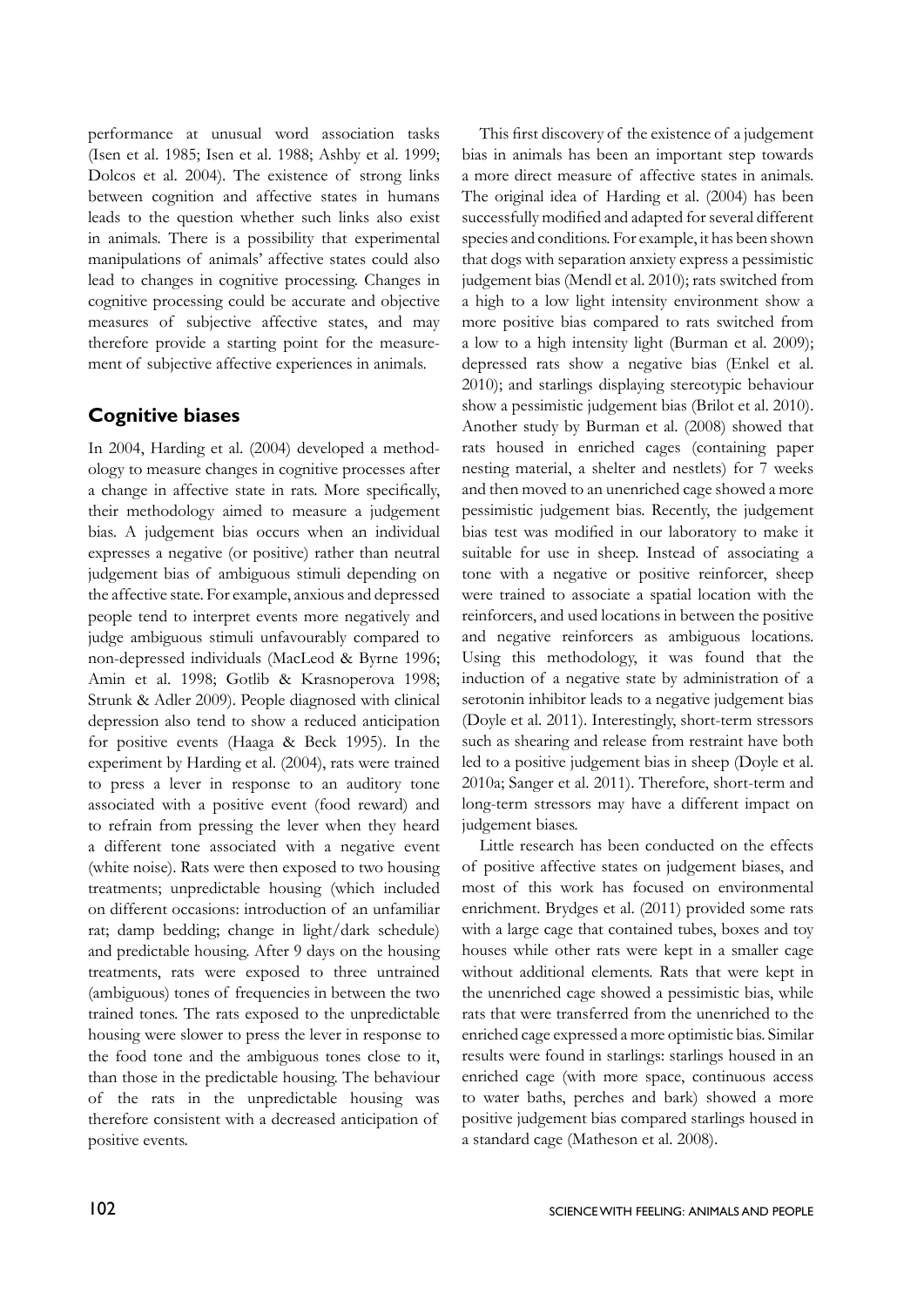performance at unusual word association tasks (Isen et al. 1985; Isen et al. 1988; Ashby et al. 1999; Dolcos et al. 2004). The existence of strong links between cognition and affective states in humans leads to the question whether such links also exist in animals. There is a possibility that experimental manipulations of animals' affective states could also lead to changes in cognitive processing. Changes in cognitive processing could be accurate and objective measures of subjective affective states, and may therefore provide a starting point for the measurement of subjective affective experiences in animals.

## Cognitive biases

In 2004, Harding et al. (2004) developed a methodology to measure changes in cognitive processes after a change in affective state in rats. More specifically, their methodology aimed to measure a judgement bias. A judgement bias occurs when an individual expresses a negative (or positive) rather than neutral judgement bias of ambiguous stimuli depending on the affective state. For example, anxious and depressed people tend to interpret events more negatively and judge ambiguous stimuli unfavourably compared to non-depressed individuals (MacLeod & Byrne 1996; Amin et al. 1998; Gotlib & Krasnoperova 1998; Strunk & Adler 2009). People diagnosed with clinical depression also tend to show a reduced anticipation for positive events (Haaga & Beck 1995). In the experiment by Harding et al. (2004), rats were trained to press a lever in response to an auditory tone associated with a positive event (food reward) and to refrain from pressing the lever when they heard a different tone associated with a negative event (white noise). Rats were then exposed to two housing treatments; unpredictable housing (which included on different occasions: introduction of an unfamiliar rat; damp bedding; change in light/dark schedule) and predictable housing. After 9 days on the housing treatments, rats were exposed to three untrained (ambiguous) tones of frequencies in between the two trained tones. The rats exposed to the unpredictable housing were slower to press the lever in response to the food tone and the ambiguous tones close to it, than those in the predictable housing. The behaviour of the rats in the unpredictable housing was therefore consistent with a decreased anticipation of positive events.

This first discovery of the existence of a judgement bias in animals has been an important step towards a more direct measure of affective states in animals. The original idea of Harding et al. (2004) has been successfully modified and adapted for several different species and conditions. For example, it has been shown that dogs with separation anxiety express a pessimistic judgement bias (Mendl et al. 2010); rats switched from a high to a low light intensity environment show a more positive bias compared to rats switched from a low to a high intensity light (Burman et al. 2009); depressed rats show a negative bias (Enkel et al. 2010); and starlings displaying stereotypic behaviour show a pessimistic judgement bias (Brilot et al. 2010). Another study by Burman et al. (2008) showed that rats housed in enriched cages (containing paper nesting material, a shelter and nestlets) for 7 weeks and then moved to an unenriched cage showed a more pessimistic judgement bias. Recently, the judgement bias test was modified in our laboratory to make it suitable for use in sheep. Instead of associating a tone with a negative or positive reinforcer, sheep were trained to associate a spatial location with the reinforcers, and used locations in between the positive and negative reinforcers as ambiguous locations. Using this methodology, it was found that the induction of a negative state by administration of a serotonin inhibitor leads to a negative judgement bias (Doyle et al. 2011). Interestingly, short-term stressors such as shearing and release from restraint have both led to a positive judgement bias in sheep (Doyle et al. 2010a; Sanger et al. 2011). Therefore, short-term and long-term stressors may have a different impact on judgement biases.

Little research has been conducted on the effects of positive affective states on judgement biases, and most of this work has focused on environmental enrichment. Brydges et al. (2011) provided some rats with a large cage that contained tubes, boxes and toy houses while other rats were kept in a smaller cage without additional elements. Rats that were kept in the unenriched cage showed a pessimistic bias, while rats that were transferred from the unenriched to the enriched cage expressed a more optimistic bias. Similar results were found in starlings: starlings housed in an enriched cage (with more space, continuous access to water baths, perches and bark) showed a more positive judgement bias compared starlings housed in a standard cage (Matheson et al. 2008).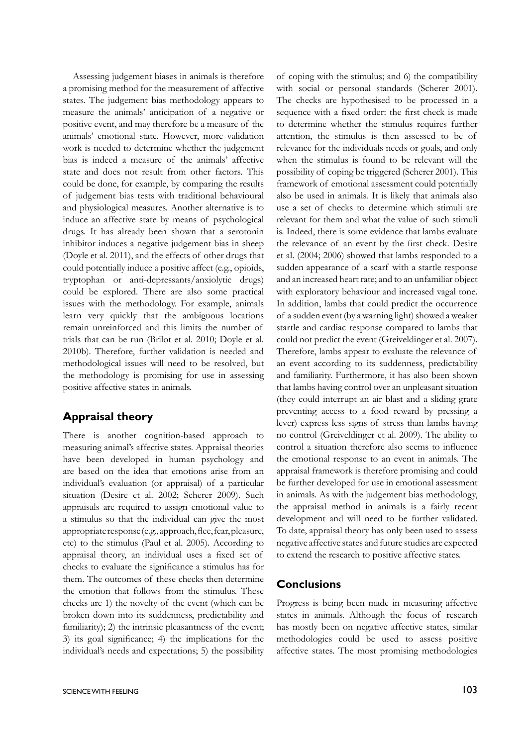Assessing judgement biases in animals is therefore a promising method for the measurement of affective states. The judgement bias methodology appears to measure the animals' anticipation of a negative or positive event, and may therefore be a measure of the animals' emotional state. However, more validation work is needed to determine whether the judgement bias is indeed a measure of the animals' affective state and does not result from other factors. This could be done, for example, by comparing the results of judgement bias tests with traditional behavioural and physiological measures. Another alternative is to induce an affective state by means of psychological drugs. It has already been shown that a serotonin inhibitor induces a negative judgement bias in sheep (Doyle et al. 2011), and the effects of other drugs that could potentially induce a positive affect (e.g., opioids, tryptophan or anti-depressants/anxiolytic drugs) could be explored. There are also some practical issues with the methodology. For example, animals learn very quickly that the ambiguous locations remain unreinforced and this limits the number of trials that can be run (Brilot et al. 2010; Doyle et al. 2010b). Therefore, further validation is needed and methodological issues will need to be resolved, but the methodology is promising for use in assessing positive affective states in animals.

## Appraisal theory

There is another cognition-based approach to measuring animal's affective states. Appraisal theories have been developed in human psychology and are based on the idea that emotions arise from an individual's evaluation (or appraisal) of a particular situation (Desire et al. 2002; Scherer 2009). Such appraisals are required to assign emotional value to a stimulus so that the individual can give the most appropriate response (e.g., approach, flee, fear, pleasure, etc) to the stimulus (Paul et al. 2005). According to appraisal theory, an individual uses a fixed set of checks to evaluate the significance a stimulus has for them. The outcomes of these checks then determine the emotion that follows from the stimulus. These checks are 1) the novelty of the event (which can be broken down into its suddenness, predictability and familiarity); 2) the intrinsic pleasantness of the event; 3) its goal significance; 4) the implications for the individual's needs and expectations; 5) the possibility of coping with the stimulus; and 6) the compatibility with social or personal standards (Scherer 2001). The checks are hypothesised to be processed in a sequence with a fixed order: the first check is made to determine whether the stimulus requires further attention, the stimulus is then assessed to be of relevance for the individuals needs or goals, and only when the stimulus is found to be relevant will the possibility of coping be triggered (Scherer 2001). This framework of emotional assessment could potentially also be used in animals. It is likely that animals also use a set of checks to determine which stimuli are relevant for them and what the value of such stimuli is. Indeed, there is some evidence that lambs evaluate the relevance of an event by the first check. Desire et al. (2004; 2006) showed that lambs responded to a sudden appearance of a scarf with a startle response and an increased heart rate; and to an unfamiliar object with exploratory behaviour and increased vagal tone. In addition, lambs that could predict the occurrence of a sudden event (by a warning light) showed a weaker startle and cardiac response compared to lambs that could not predict the event (Greiveldinger et al. 2007). Therefore, lambs appear to evaluate the relevance of an event according to its suddenness, predictability and familiarity. Furthermore, it has also been shown that lambs having control over an unpleasant situation (they could interrupt an air blast and a sliding grate preventing access to a food reward by pressing a lever) express less signs of stress than lambs having no control (Greiveldinger et al. 2009). The ability to control a situation therefore also seems to influence the emotional response to an event in animals. The appraisal framework is therefore promising and could be further developed for use in emotional assessment in animals. As with the judgement bias methodology, the appraisal method in animals is a fairly recent development and will need to be further validated. To date, appraisal theory has only been used to assess negative affective states and future studies are expected to extend the research to positive affective states.

## Conclusions

Progress is being been made in measuring affective states in animals. Although the focus of research has mostly been on negative affective states, similar methodologies could be used to assess positive affective states. The most promising methodologies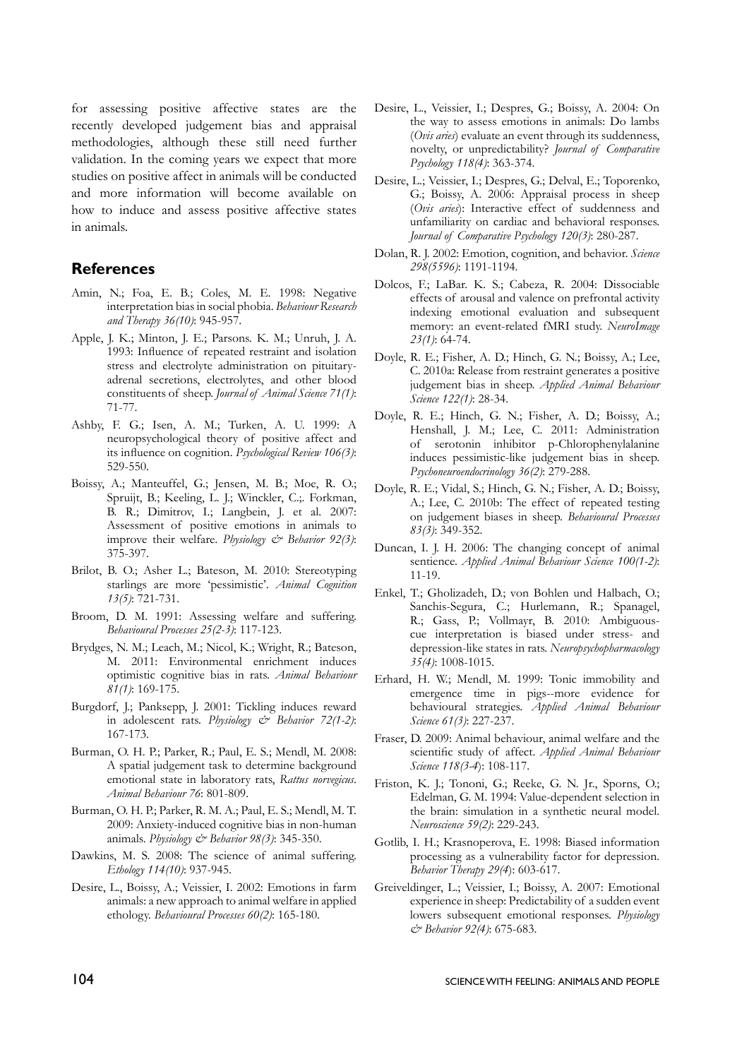for assessing positive affective states are the recently developed judgement bias and appraisal methodologies, although these still need further validation. In the coming years we expect that more studies on positive affect in animals will be conducted and more information will become available on how to induce and assess positive affective states in animals.

## References

Amin, N.; Foa, E. B.; Coles, M. E. 1998: Negative interpretation bias in social phobia. *Behaviour Research and Therapy 36(10)*: 945-957.

Apple, J. K.; Minton, J. E.; Parsons. K. M.; Unruh, J. A. 1993: Influence of repeated restraint and isolation stress and electrolyte administration on pituitary-adrenal secretions, electrolytes, and other blood constituents of sheep. *Journal of Animal Science 71(1)*: 71-77.

Ashby, F. G.; Isen, A. M.; Turken, A. U. 1999: A neuropsychological theory of positive affect and its influence on cognition. *Psychological Review 106(3)*: 529-550.

Boissy, A.; Manteuffel, G.; Jensen, M. B.; Moe, R. O.; Spruijt, B.; Keeling, L. J.; Winckler, C.;. Forkman, B. R.; Dimitrov, I.; Langbein, J. et al. 2007: Assessment of positive emotions in animals to improve their welfare. *Physiology & Behavior 92(3)*: 375-397.

Brilot, B. O.; Asher L.; Bateson, M. 2010: Stereotyping starlings are more 'pessimistic'. *Animal Cognition 13(5)*: 721-731.

Broom, D. M. 1991: Assessing welfare and suffering. *Behavioural Processes 25(2-3)*: 117-123.

Brydges, N. M.; Leach, M.; Nicol, K.; Wright, R.; Bateson, M. 2011: Environmental enrichment induces optimistic cognitive bias in rats. *Animal Behaviour 81(1)*: 169-175.

Burgdorf, J.; Panksepp, J. 2001: Tickling induces reward in adolescent rats. *Physiology & Behavior 72(1-2)*: 167-173.

Burman, O. H. P.; Parker, R.; Paul, E. S.; Mendl, M. 2008: A spatial judgement task to determine background emotional state in laboratory rats, *Rattus norvegicus*. *Animal Behaviour 76*: 801-809.

Burman, O. H. P.; Parker, R. M. A.; Paul, E. S.; Mendl, M. T. 2009: Anxiety-induced cognitive bias in non-human animals. *Physiology & Behavior 98(3)*: 345-350.

Dawkins, M. S. 2008: The science of animal suffering. *Ethology 114(10)*: 937-945.

Desire, L., Boissy, A.; Veissier, I. 2002: Emotions in farm animals: a new approach to animal welfare in applied ethology. *Behavioural Processes 60(2)*: 165-180.

Desire, L., Veissier, I.; Despres, G.; Boissy, A. 2004: On the way to assess emotions in animals: Do lambs (*Ovis aries*) evaluate an event through its suddenness, novelty, or unpredictability? *Journal of Comparative Psychology 118(4)*: 363-374.

Desire, L.; Veissier, I.; Despres, G.; Delval, E.; Toporenko, G.; Boissy, A. 2006: Appraisal process in sheep (*Ovis aries*): Interactive effect of suddenness and unfamiliarity on cardiac and behavioral responses. *Journal of Comparative Psychology 120(3)*: 280-287.

Dolan, R. J. 2002: Emotion, cognition, and behavior. *Science 298(5596)*: 1191-1194.

Dolcos, F.; LaBar. K. S.; Cabeza, R. 2004: Dissociable effects of arousal and valence on prefrontal activity indexing emotional evaluation and subsequent memory: an event-related fMRI study. *NeuroImage 23(1)*: 64-74.

Doyle, R. E.; Fisher, A. D.; Hinch, G. N.; Boissy, A.; Lee, C. 2010a: Release from restraint generates a positive judgement bias in sheep. *Applied Animal Behaviour Science 122(1)*: 28-34.

Doyle, R. E.; Hinch, G. N.; Fisher, A. D.; Boissy, A.; Henshall, J. M.; Lee, C. 2011: Administration of serotonin inhibitor p-Chlorophenylalanine induces pessimistic-like judgement bias in sheep. *Psychoneuroendocrinology 36(2)*: 279-288.

Doyle, R. E.; Vidal, S.; Hinch, G. N.; Fisher, A. D.; Boissy, A.; Lee, C. 2010b: The effect of repeated testing on judgement biases in sheep. *Behavioural Processes 83(3)*: 349-352.

Duncan, I. J. H. 2006: The changing concept of animal sentience. *Applied Animal Behaviour Science 100(1-2)*: 11-19.

Enkel, T.; Gholizadeh, D.; von Bohlen und Halbach, O.; Sanchis-Segura, C.; Hurlemann, R.; Spanagel, R.; Gass, P.; Vollmayr, B. 2010: Ambiguous-cue interpretation is biased under stress- and depression-like states in rats. *Neuropsychopharmacology 35(4)*: 1008-1015.

Erhard, H. W.; Mendl, M. 1999: Tonic immobility and emergence time in pigs--more evidence for behavioural strategies. *Applied Animal Behaviour Science 61(3)*: 227-237.

Fraser, D. 2009: Animal behaviour, animal welfare and the scientific study of affect. *Applied Animal Behaviour Science 118(3-4)*: 108-117.

Friston, K. J.; Tononi, G.; Reeke, G. N. Jr., Sporns, O.; Edelman, G. M. 1994: Value-dependent selection in the brain: simulation in a synthetic neural model. *Neuroscience 59(2)*: 229-243.

Gotlib, I. H.; Krasnoperova, E. 1998: Biased information processing as a vulnerability factor for depression. *Behavior Therapy 29(4)*: 603-617.

Greiveldinger, L.; Veissier, I.; Boissy, A. 2007: Emotional experience in sheep: Predictability of a sudden event lowers subsequent emotional responses. *Physiology & Behavior 92(4)*: 675-683.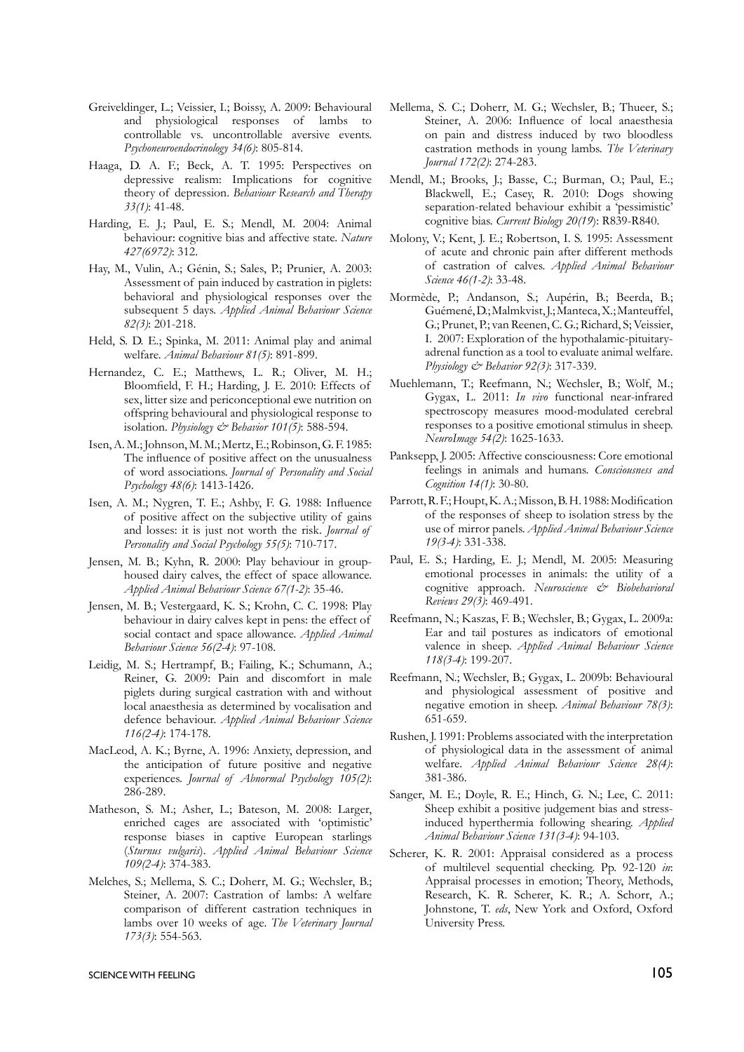Greiveldinger, L.; Veissier, I.; Boissy, A. 2009: Behavioural and physiological responses of lambs to controllable vs. uncontrollable aversive events. *Psychoneuroendocrinology 34(6)*: 805-814.

Haaga, D. A. F.; Beck, A. T. 1995: Perspectives on depressive realism: Implications for cognitive theory of depression. *Behaviour Research and Therapy 33(1)*: 41-48.

Harding, E. J.; Paul, E. S.; Mendl, M. 2004: Animal behaviour: cognitive bias and affective state. *Nature 427(6972)*: 312.

Hay, M., Vulin, A.; Génin, S.; Sales, P.; Prunier, A. 2003: Assessment of pain induced by castration in piglets: behavioral and physiological responses over the subsequent 5 days. *Applied Animal Behaviour Science 82(3)*: 201-218.

Held, S. D. E.; Spinka, M. 2011: Animal play and animal welfare. *Animal Behaviour 81(5)*: 891-899.

Hernandez, C. E.; Matthews, L. R.; Oliver, M. H.; Bloomfield, F. H.; Harding, J. E. 2010: Effects of sex, litter size and periconceptional ewe nutrition on offspring behavioural and physiological response to isolation. *Physiology & Behavior 101(5)*: 588-594.

Isen, A. M.; Johnson, M. M.; Mertz, E.; Robinson, G. F. 1985: The influence of positive affect on the unusualness of word associations. *Journal of Personality and Social Psychology 48(6)*: 1413-1426.

Isen, A. M.; Nygren, T. E.; Ashby, F. G. 1988: Influence of positive affect on the subjective utility of gains and losses: it is just not worth the risk. *Journal of Personality and Social Psychology 55(5)*: 710-717.

Jensen, M. B.; Kyhn, R. 2000: Play behaviour in group-housed dairy calves, the effect of space allowance. *Applied Animal Behaviour Science 67(1-2)*: 35-46.

Jensen, M. B.; Vestergaard, K. S.; Krohn, C. C. 1998: Play behaviour in dairy calves kept in pens: the effect of social contact and space allowance. *Applied Animal Behaviour Science 56(2-4)*: 97-108.

Leidig, M. S.; Hertrampf, B.; Failing, K.; Schumann, A.; Reiner, G. 2009: Pain and discomfort in male piglets during surgical castration with and without local anaesthesia as determined by vocalisation and defence behaviour. *Applied Animal Behaviour Science 116(2-4)*: 174-178.

MacLeod, A. K.; Byrne, A. 1996: Anxiety, depression, and the anticipation of future positive and negative experiences. *Journal of Abnormal Psychology 105(2)*: 286-289.

Matheson, S. M.; Asher, L.; Bateson, M. 2008: Larger, enriched cages are associated with 'optimistic' response biases in captive European starlings (*Sturnus vulgaris*). *Applied Animal Behaviour Science 109(2-4)*: 374-383.

Melches, S.; Mellema, S. C.; Doherr, M. G.; Wechsler, B.; Steiner, A. 2007: Castration of lambs: A welfare comparison of different castration techniques in lambs over 10 weeks of age. *The Veterinary Journal 173(3)*: 554-563.

Mellema, S. C.; Doherr, M. G.; Wechsler, B.; Thueer, S.; Steiner, A. 2006: Influence of local anaesthesia on pain and distress induced by two bloodless castration methods in young lambs. *The Veterinary Journal 172(2)*: 274-283.

Mendl, M.; Brooks, J.; Basse, C.; Burman, O.; Paul, E.; Blackwell, E.; Casey, R. 2010: Dogs showing separation-related behaviour exhibit a 'pessimistic' cognitive bias. *Current Biology 20(19)*: R839-R840.

Molony, V.; Kent, J. E.; Robertson, I. S. 1995: Assessment of acute and chronic pain after different methods of castration of calves. *Applied Animal Behaviour Science 46(1-2)*: 33-48.

Mormède, P.; Andanson, S.; Aupérin, B.; Beerda, B.; Guémené, D.; Malmkvist, J.; Manteca, X.; Manteuffel, G.; Prunet, P.; van Reenen, C. G.; Richard, S; Veissier, I. 2007: Exploration of the hypothalamic-pituitary-adrenal function as a tool to evaluate animal welfare. *Physiology & Behavior 92(3)*: 317-339.

Muehlemann, T.; Reefmann, N.; Wechsler, B.; Wolf, M.; Gygax, L. 2011: *In vivo* functional near-infrared spectroscopy measures mood-modulated cerebral responses to a positive emotional stimulus in sheep. *NeuroImage 54(2)*: 1625-1633.

Panksepp, J. 2005: Affective consciousness: Core emotional feelings in animals and humans. *Consciousness and Cognition 14(1)*: 30-80.

Parrott, R. F.; Houpt, K. A.; Misson, B. H. 1988: Modification of the responses of sheep to isolation stress by the use of mirror panels. *Applied Animal Behaviour Science 19(3-4)*: 331-338.

Paul, E. S.; Harding, E. J.; Mendl, M. 2005: Measuring emotional processes in animals: the utility of a cognitive approach. *Neuroscience & Biobehavioral Reviews 29(3)*: 469-491.

Reefmann, N.; Kaszas, F. B.; Wechsler, B.; Gygax, L. 2009a: Ear and tail postures as indicators of emotional valence in sheep. *Applied Animal Behaviour Science 118(3-4)*: 199-207.

Reefmann, N.; Wechsler, B.; Gygax, L. 2009b: Behavioural and physiological assessment of positive and negative emotion in sheep. *Animal Behaviour 78(3)*: 651-659.

Rushen, J. 1991: Problems associated with the interpretation of physiological data in the assessment of animal welfare. *Applied Animal Behaviour Science 28(4)*: 381-386.

Sanger, M. E.; Doyle, R. E.; Hinch, G. N.; Lee, C. 2011: Sheep exhibit a positive judgement bias and stress-induced hyperthermia following shearing. *Applied Animal Behaviour Science 131(3-4)*: 94-103.

Scherer, K. R. 2001: Appraisal considered as a process of multilevel sequential checking. Pp. 92-120 *in*: Appraisal processes in emotion; Theory, Methods, Research, K. R. Scherer, K. R.; A. Schorr, A.; Johnstone, T. *eds*, New York and Oxford, Oxford University Press.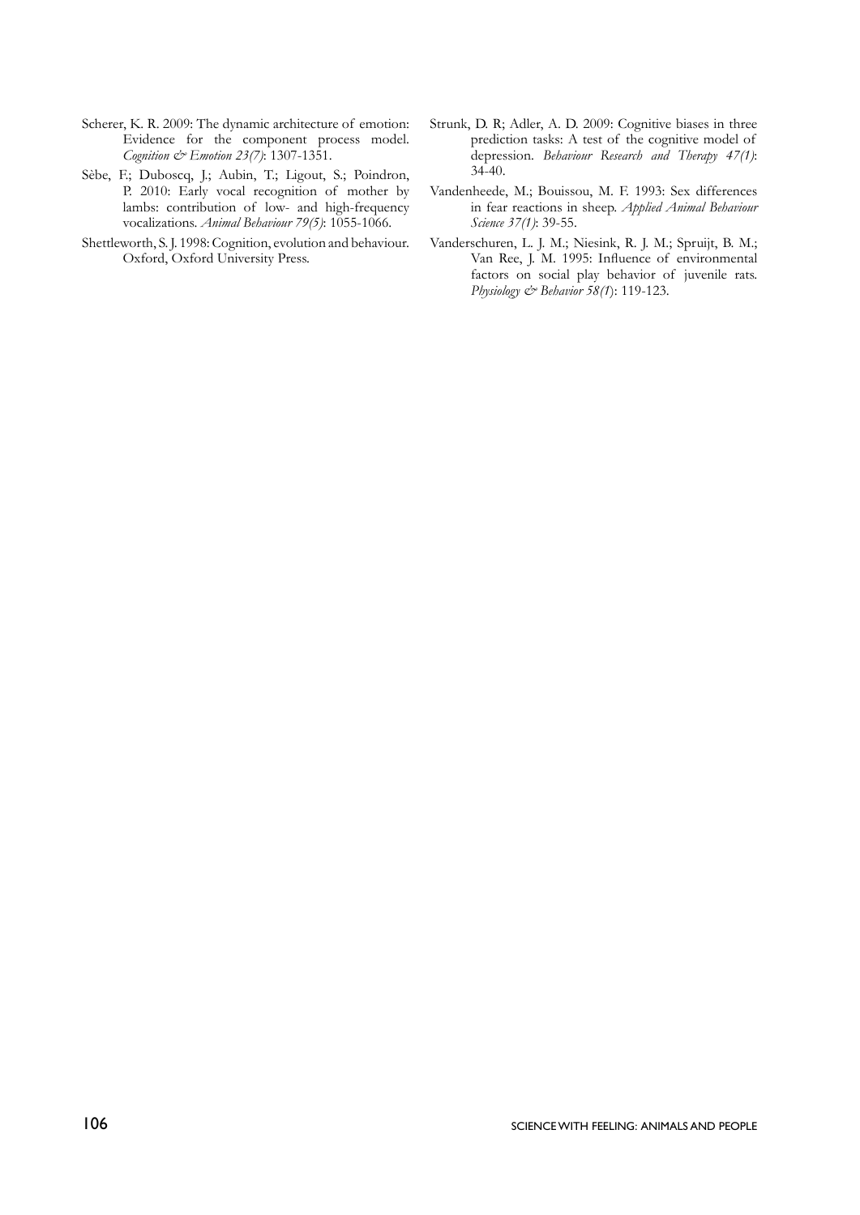Scherer, K. R. 2009: The dynamic architecture of emotion: Evidence for the component process model. *Cognition & Emotion 23(7)*: 1307-1351.

Sèbe, F.; Duboscq, J.; Aubin, T.; Ligout, S.; Poindron, P. 2010: Early vocal recognition of mother by lambs: contribution of low- and high-frequency vocalizations. *Animal Behaviour 79(5)*: 1055-1066.

Shettleworth, S. J. 1998: Cognition, evolution and behaviour. Oxford, Oxford University Press.

Strunk, D. R; Adler, A. D. 2009: Cognitive biases in three prediction tasks: A test of the cognitive model of depression. *Behaviour Research and Therapy 47(1)*: 34-40.

Vandenheede, M.; Bouissou, M. F. 1993: Sex differences in fear reactions in sheep. *Applied Animal Behaviour Science 37(1)*: 39-55.

Vanderschuren, L. J. M.; Niesink, R. J. M.; Spruijt, B. M.; Van Ree, J. M. 1995: Influence of environmental factors on social play behavior of juvenile rats. *Physiology & Behavior 58(1)*: 119-123.